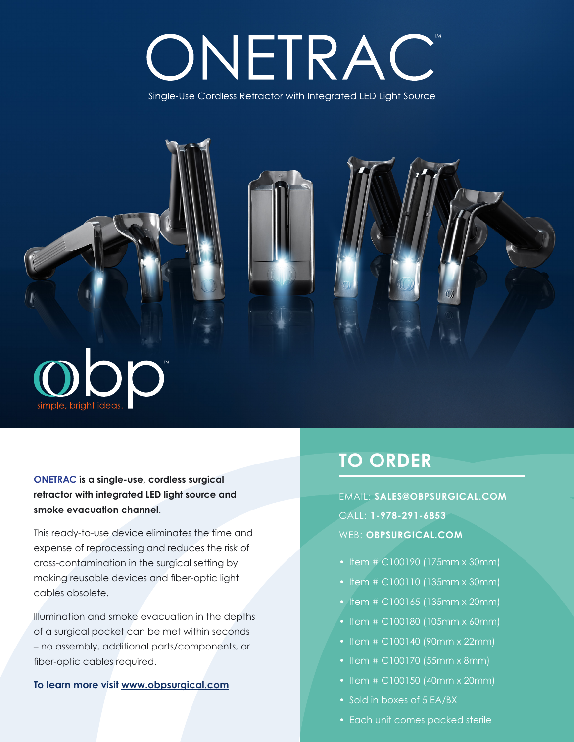# ONETRAC™

Single-Use Cordless Retractor with Integrated LED Light Source

obp™
simple, bright ideas.

**ONETRAC is a single-use, cordless surgical retractor with integrated LED light source and smoke evacuation channel**.

This ready-to-use device eliminates the time and expense of reprocessing and reduces the risk of cross-contamination in the surgical setting by making reusable devices and fiber-optic light cables obsolete.

Illumination and smoke evacuation in the depths of a surgical pocket can be met within seconds – no assembly, additional parts/components, or fiber-optic cables required.

**To learn more visit www.obpsurgical.com**

## TO ORDER

EMAIL: **SALES@OBPSURGICAL.COM**

CALL: **1-978-291-6853**

WEB: **OBPSURGICAL.COM**

- Item # C100190 (175mm x 30mm)
- Item # C100110 (135mm x 30mm)
- Item # C100165 (135mm x 20mm)
- Item # C100180 (105mm x 60mm)
- Item # C100140 (90mm x 22mm)
- Item # C100170 (55mm x 8mm)
- Item # C100150 (40mm x 20mm)
- Sold in boxes of 5 EA/BX
- Each unit comes packed sterile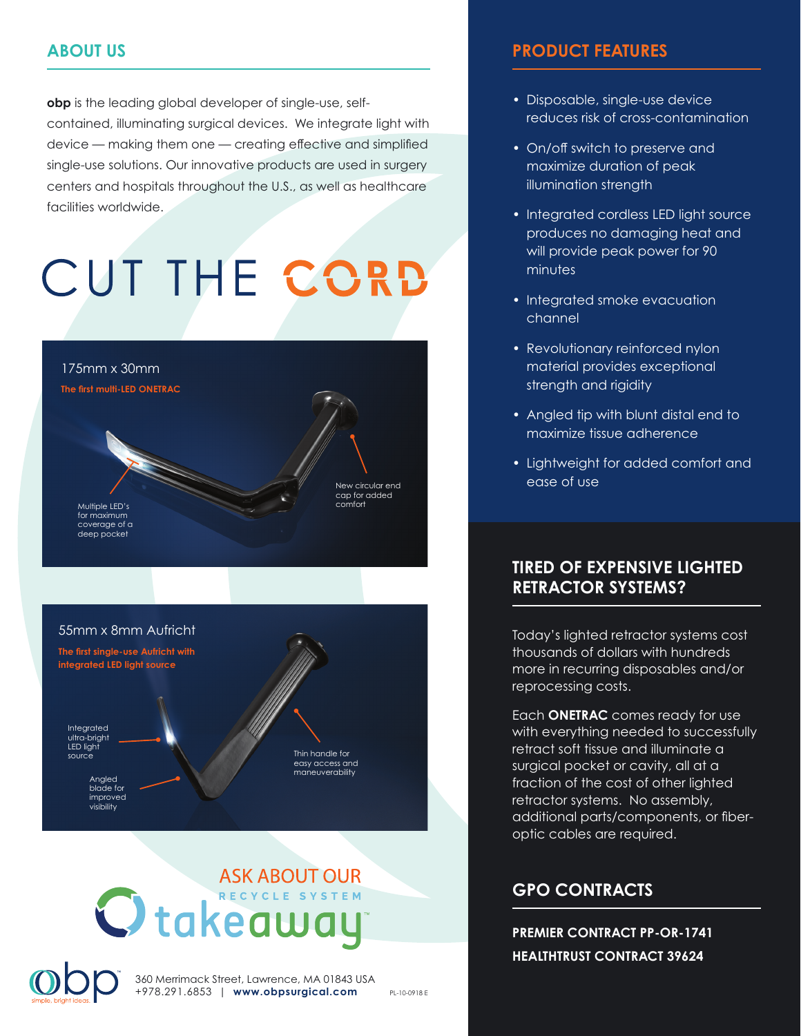## ABOUT US

**obp** is the leading global developer of single-use, self-contained, illuminating surgical devices. We integrate light with device — making them one — creating effective and simplified single-use solutions. Our innovative products are used in surgery centers and hospitals throughout the U.S., as well as healthcare facilities worldwide.

# CUT THE CORD

175mm x 30mm

**The first multi-LED ONETRAC**

Multiple LED's for maximum coverage of a deep pocket

New circular end cap for added comfort

55mm x 8mm Aufricht

**The first single-use Aufricht with integrated LED light source**

Integrated ultra-bright LED light source

Angled blade for improved visibility

Thin handle for easy access and maneuverability

ASK ABOUT OUR RECYCLE SYSTEM takeaway™

obp™ simple, bright ideas.

360 Merrimack Street, Lawrence, MA 01843 USA
+978.291.6853 | **www.obpsurgical.com**

PL-10-0918 E

## PRODUCT FEATURES

- Disposable, single-use device reduces risk of cross-contamination
- On/off switch to preserve and maximize duration of peak illumination strength
- Integrated cordless LED light source produces no damaging heat and will provide peak power for 90 minutes
- Integrated smoke evacuation channel
- Revolutionary reinforced nylon material provides exceptional strength and rigidity
- Angled tip with blunt distal end to maximize tissue adherence
- Lightweight for added comfort and ease of use

## TIRED OF EXPENSIVE LIGHTED RETRACTOR SYSTEMS?

Today's lighted retractor systems cost thousands of dollars with hundreds more in recurring disposables and/or reprocessing costs.

Each **ONETRAC** comes ready for use with everything needed to successfully retract soft tissue and illuminate a surgical pocket or cavity, all at a fraction of the cost of other lighted retractor systems. No assembly, additional parts/components, or fiber-optic cables are required.

## GPO CONTRACTS

**PREMIER CONTRACT PP-OR-1741**

**HEALTHTRUST CONTRACT 39624**